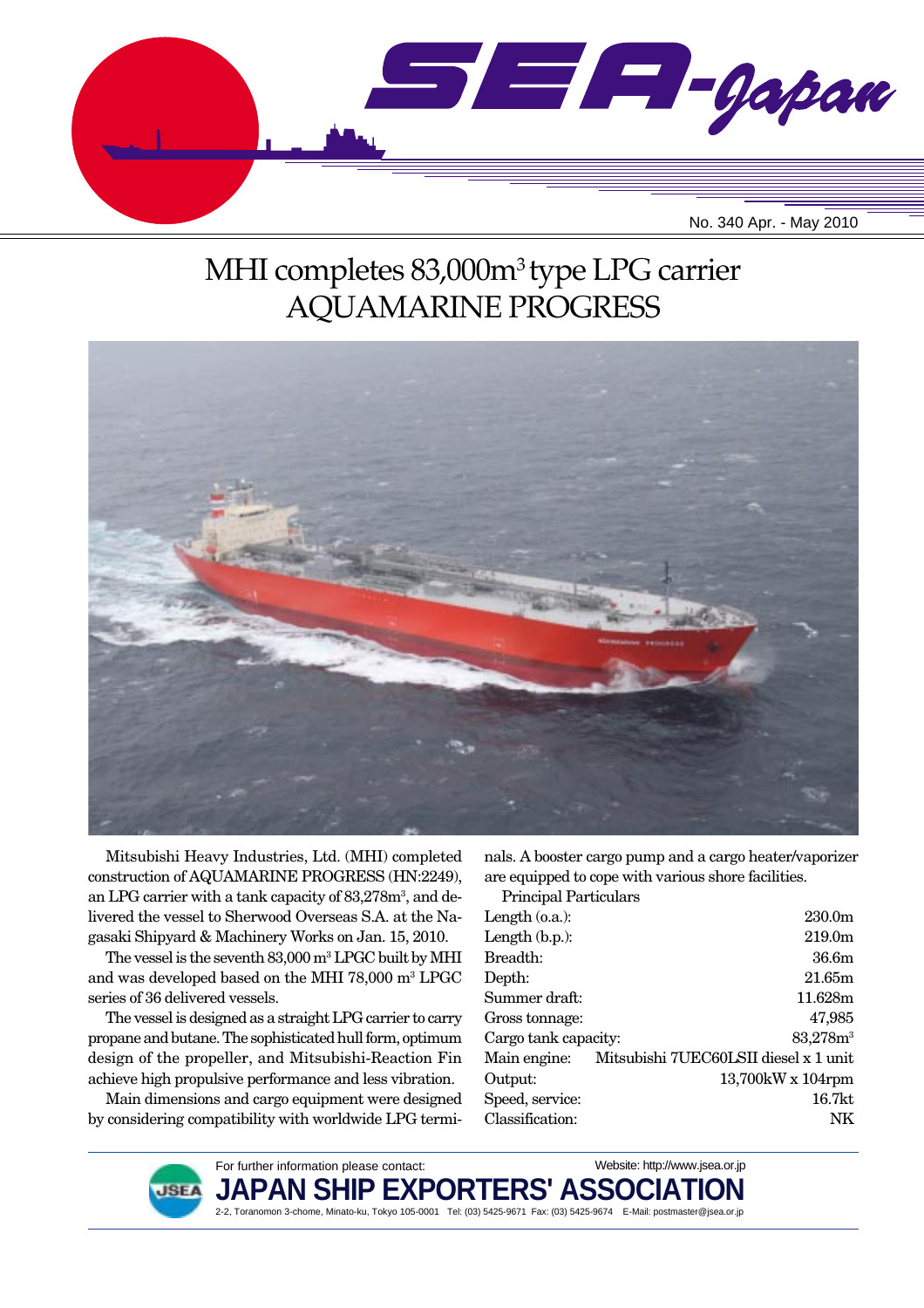SEA-Japan

No. 340 Apr. - May 2010

# MHI completes 83,000m³ type LPG carrier AQUAMARINE PROGRESS

Mitsubishi Heavy Industries, Ltd. (MHI) completed construction of AQUAMARINE PROGRESS (HN:2249), an LPG carrier with a tank capacity of 83,278m³, and delivered the vessel to Sherwood Overseas S.A. at the Nagasaki Shipyard & Machinery Works on Jan. 15, 2010.

The vessel is the seventh 83,000 m³ LPGC built by MHI and was developed based on the MHI 78,000 m³ LPGC series of 36 delivered vessels.

The vessel is designed as a straight LPG carrier to carry propane and butane. The sophisticated hull form, optimum design of the propeller, and Mitsubishi-Reaction Fin achieve high propulsive performance and less vibration.

Main dimensions and cargo equipment were designed by considering compatibility with worldwide LPG terminals. A booster cargo pump and a cargo heater/vaporizer are equipped to cope with various shore facilities.

Principal Particulars

| | |
|---|---|
| Length (o.a.): | 230.0m |
| Length (b.p.): | 219.0m |
| Breadth: | 36.6m |
| Depth: | 21.65m |
| Summer draft: | 11.628m |
| Gross tonnage: | 47,985 |
| Cargo tank capacity: | 83,278m³ |
| Main engine: | Mitsubishi 7UEC60LSII diesel x 1 unit |
| Output: | 13,700kW x 104rpm |
| Speed, service: | 16.7kt |
| Classification: | NK |

For further information please contact:
Website: http://www.jsea.or.jp

**JAPAN SHIP EXPORTERS' ASSOCIATION**

2-2, Toranomon 3-chome, Minato-ku, Tokyo 105-0001 Tel: (03) 5425-9671 Fax: (03) 5425-9674 E-Mail: postmaster@jsea.or.jp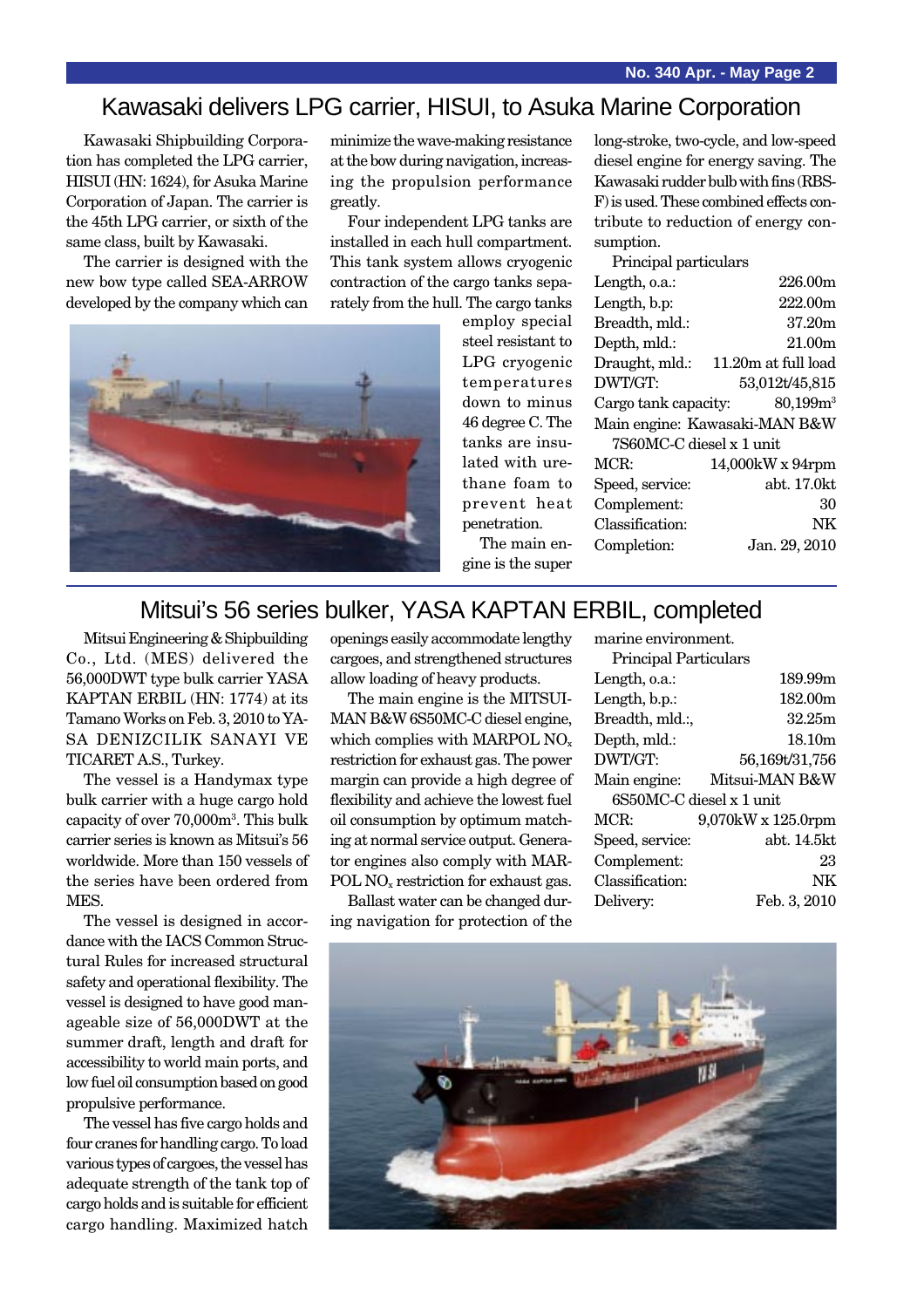# Kawasaki delivers LPG carrier, HISUI, to Asuka Marine Corporation

Kawasaki Shipbuilding Corporation has completed the LPG carrier, HISUI (HN: 1624), for Asuka Marine Corporation of Japan. The carrier is the 45th LPG carrier, or sixth of the same class, built by Kawasaki.

The carrier is designed with the new bow type called SEA-ARROW developed by the company which can minimize the wave-making resistance at the bow during navigation, increasing the propulsion performance greatly.

Four independent LPG tanks are installed in each hull compartment. This tank system allows cryogenic contraction of the cargo tanks separately from the hull. The cargo tanks employ special steel resistant to LPG cryogenic temperatures down to minus 46 degree C. The tanks are insulated with urethane foam to prevent heat penetration.

The main engine is the super long-stroke, two-cycle, and low-speed diesel engine for energy saving. The Kawasaki rudder bulb with fins (RBS-F) is used. These combined effects contribute to reduction of energy consumption.

Principal particulars

| | |
|---|---|
| Length, o.a.: | 226.00m |
| Length, b.p: | 222.00m |
| Breadth, mld.: | 37.20m |
| Depth, mld.: | 21.00m |
| Draught, mld.: | 11.20m at full load |
| DWT/GT: | 53,012t/45,815 |
| Cargo tank capacity: | 80,199m³ |
| Main engine: | Kawasaki-MAN B&W 7S60MC-C diesel x 1 unit |
| MCR: | 14,000kW x 94rpm |
| Speed, service: | abt. 17.0kt |
| Complement: | 30 |
| Classification: | NK |
| Completion: | Jan. 29, 2010 |

# Mitsui's 56 series bulker, YASA KAPTAN ERBIL, completed

Mitsui Engineering & Shipbuilding Co., Ltd. (MES) delivered the 56,000DWT type bulk carrier YASA KAPTAN ERBIL (HN: 1774) at its Tamano Works on Feb. 3, 2010 to YASA DENIZCILIK SANAYI VE TICARET A.S., Turkey.

The vessel is a Handymax type bulk carrier with a huge cargo hold capacity of over 70,000m³. This bulk carrier series is known as Mitsui's 56 worldwide. More than 150 vessels of the series have been ordered from MES.

The vessel is designed in accordance with the IACS Common Structural Rules for increased structural safety and operational flexibility. The vessel is designed to have good manageable size of 56,000DWT at the summer draft, length and draft for accessibility to world main ports, and low fuel oil consumption based on good propulsive performance.

The vessel has five cargo holds and four cranes for handling cargo. To load various types of cargoes, the vessel has adequate strength of the tank top of cargo holds and is suitable for efficient cargo handling. Maximized hatch openings easily accommodate lengthy cargoes, and strengthened structures allow loading of heavy products.

The main engine is the MITSUI-MAN B&W 6S50MC-C diesel engine, which complies with MARPOL $NO_x$ restriction for exhaust gas. The power margin can provide a high degree of flexibility and achieve the lowest fuel oil consumption by optimum matching at normal service output. Generator engines also comply with MARPOL $NO_x$ restriction for exhaust gas.

Ballast water can be changed during navigation for protection of the marine environment.

Principal Particulars

| | |
|---|---|
| Length, o.a.: | 189.99m |
| Length, b.p.: | 182.00m |
| Breadth, mld.:, | 32.25m |
| Depth, mld.: | 18.10m |
| DWT/GT: | 56,169t/31,756 |
| Main engine: | Mitsui-MAN B&W 6S50MC-C diesel x 1 unit |
| MCR: | 9,070kW x 125.0rpm |
| Speed, service: | abt. 14.5kt |
| Complement: | 23 |
| Classification: | NK |
| Delivery: | Feb. 3, 2010 |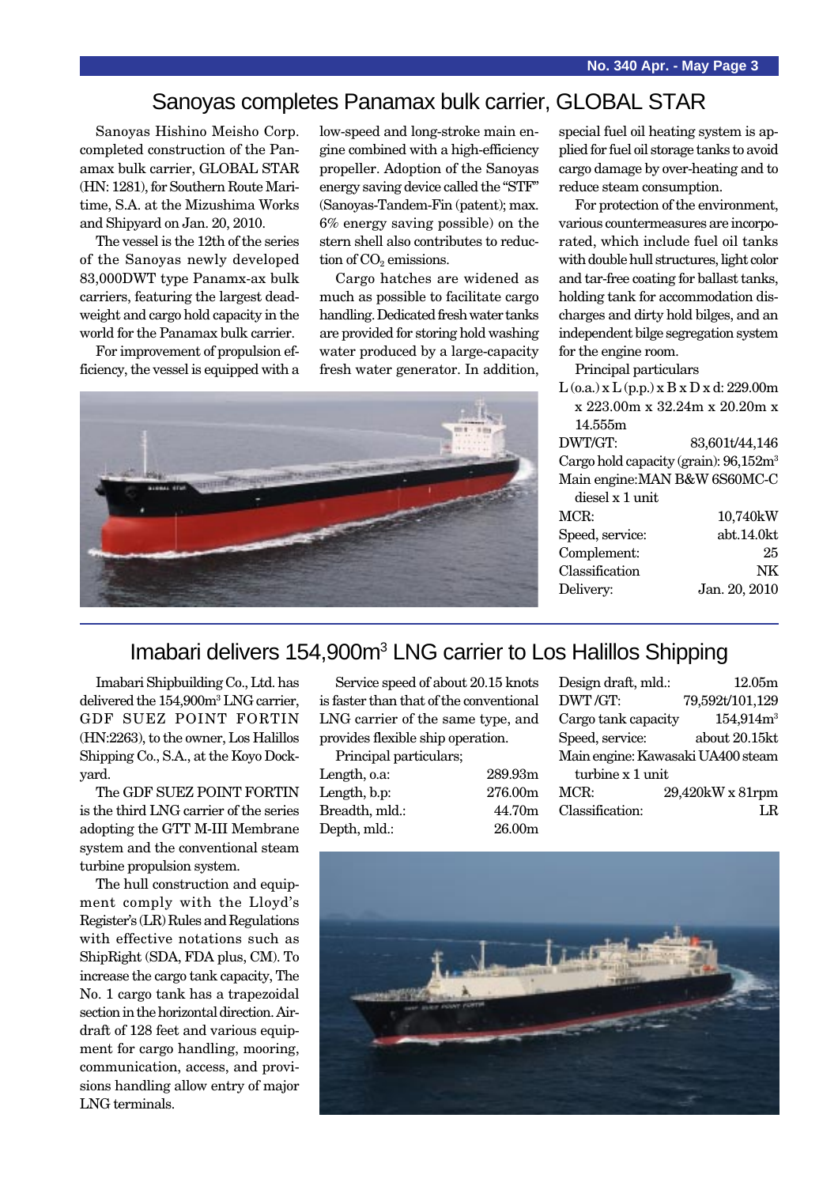## Sanoyas completes Panamax bulk carrier, GLOBAL STAR

Sanoyas Hishino Meisho Corp. completed construction of the Panamax bulk carrier, GLOBAL STAR (HN: 1281), for Southern Route Maritime, S.A. at the Mizushima Works and Shipyard on Jan. 20, 2010.

The vessel is the 12th of the series of the Sanoyas newly developed 83,000DWT type Panamx-ax bulk carriers, featuring the largest deadweight and cargo hold capacity in the world for the Panamax bulk carrier.

For improvement of propulsion efficiency, the vessel is equipped with a low-speed and long-stroke main engine combined with a high-efficiency propeller. Adoption of the Sanoyas energy saving device called the "STF" (Sanoyas-Tandem-Fin (patent); max. 6% energy saving possible) on the stern shell also contributes to reduction of $CO_2$ emissions.

Cargo hatches are widened as much as possible to facilitate cargo handling. Dedicated fresh water tanks are provided for storing hold washing water produced by a large-capacity fresh water generator. In addition, special fuel oil heating system is applied for fuel oil storage tanks to avoid cargo damage by over-heating and to reduce steam consumption.

For protection of the environment, various countermeasures are incorporated, which include fuel oil tanks with double hull structures, light color and tar-free coating for ballast tanks, holding tank for accommodation discharges and dirty hold bilges, and an independent bilge segregation system for the engine room.

Principal particulars

L (o.a.) x L (p.p.) x B x D x d: 229.00m x 223.00m x 32.24m x 20.20m x 14.555m

| | |
|---|---|
| DWT/GT: | 83,601t/44,146 |
| Cargo hold capacity (grain): | 96,152m³ |
| Main engine: | MAN B&W 6S60MC-C diesel x 1 unit |
| MCR: | 10,740kW |
| Speed, service: | abt.14.0kt |
| Complement: | 25 |
| Classification | NK |
| Delivery: | Jan. 20, 2010 |

## Imabari delivers 154,900m³ LNG carrier to Los Halillos Shipping

Imabari Shipbuilding Co., Ltd. has delivered the 154,900m³ LNG carrier, GDF SUEZ POINT FORTIN (HN:2263), to the owner, Los Halillos Shipping Co., S.A., at the Koyo Dockyard.

The GDF SUEZ POINT FORTIN is the third LNG carrier of the series adopting the GTT M-III Membrane system and the conventional steam turbine propulsion system.

The hull construction and equipment comply with the Lloyd's Register's (LR) Rules and Regulations with effective notations such as ShipRight (SDA, FDA plus, CM). To increase the cargo tank capacity, The No. 1 cargo tank has a trapezoidal section in the horizontal direction. Airdraft of 128 feet and various equipment for cargo handling, mooring, communication, access, and provisions handling allow entry of major LNG terminals.

Service speed of about 20.15 knots is faster than that of the conventional LNG carrier of the same type, and provides flexible ship operation.

Principal particulars;

| | |
|---|---|
| Length, o.a: | 289.93m |
| Length, b.p: | 276.00m |
| Breadth, mld.: | 44.70m |
| Depth, mld.: | 26.00m |
| Design draft, mld.: | 12.05m |
| DWT /GT: | 79,592t/101,129 |
| Cargo tank capacity | 154,914m³ |
| Speed, service: | about 20.15kt |
| Main engine: | Kawasaki UA400 steam turbine x 1 unit |
| MCR: | 29,420kW x 81rpm |
| Classification: | LR |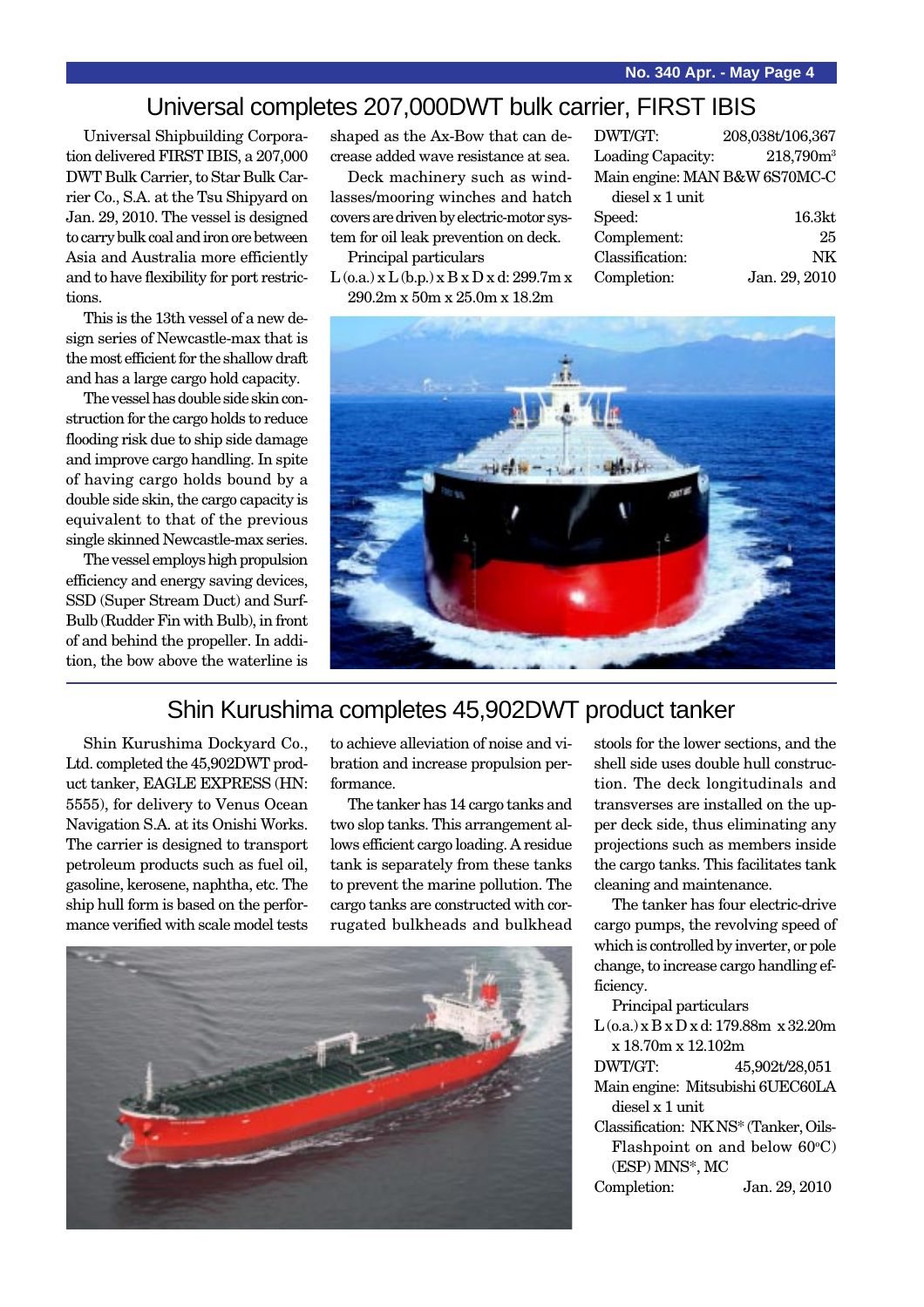## Universal completes 207,000DWT bulk carrier, FIRST IBIS

Universal Shipbuilding Corporation delivered FIRST IBIS, a 207,000 DWT Bulk Carrier, to Star Bulk Carrier Co., S.A. at the Tsu Shipyard on Jan. 29, 2010. The vessel is designed to carry bulk coal and iron ore between Asia and Australia more efficiently and to have flexibility for port restrictions.

This is the 13th vessel of a new design series of Newcastle-max that is the most efficient for the shallow draft and has a large cargo hold capacity.

The vessel has double side skin construction for the cargo holds to reduce flooding risk due to ship side damage and improve cargo handling. In spite of having cargo holds bound by a double side skin, the cargo capacity is equivalent to that of the previous single skinned Newcastle-max series.

The vessel employs high propulsion efficiency and energy saving devices, SSD (Super Stream Duct) and Surf-Bulb (Rudder Fin with Bulb), in front of and behind the propeller. In addition, the bow above the waterline is shaped as the Ax-Bow that can decrease added wave resistance at sea.

Deck machinery such as windlasses/mooring winches and hatch covers are driven by electric-motor system for oil leak prevention on deck.

Principal particulars

L (o.a.) x L (b.p.) x B x D x d: 299.7m x 290.2m x 50m x 25.0m x 18.2m

DWT/GT: 208,038t/106,367

Loading Capacity: 218,790m$^3$

Main engine: MAN B&W 6S70MC-C diesel x 1 unit

Speed: 16.3kt

Complement: 25

Classification: NK

Completion: Jan. 29, 2010

## Shin Kurushima completes 45,902DWT product tanker

Shin Kurushima Dockyard Co., Ltd. completed the 45,902DWT product tanker, EAGLE EXPRESS (HN: 5555), for delivery to Venus Ocean Navigation S.A. at its Onishi Works. The carrier is designed to transport petroleum products such as fuel oil, gasoline, kerosene, naphtha, etc. The ship hull form is based on the performance verified with scale model tests to achieve alleviation of noise and vibration and increase propulsion performance.

The tanker has 14 cargo tanks and two slop tanks. This arrangement allows efficient cargo loading. A residue tank is separately from these tanks to prevent the marine pollution. The cargo tanks are constructed with corrugated bulkheads and bulkhead stools for the lower sections, and the shell side uses double hull construction. The deck longitudinals and transverses are installed on the upper deck side, thus eliminating any projections such as members inside the cargo tanks. This facilitates tank cleaning and maintenance.

The tanker has four electric-drive cargo pumps, the revolving speed of which is controlled by inverter, or pole change, to increase cargo handling efficiency.

Principal particulars

L (o.a.) x B x D x d: 179.88m x 32.20m x 18.70m x 12.102m

DWT/GT: 45,902t/28,051

Main engine: Mitsubishi 6UEC60LA diesel x 1 unit

Classification: NK NS* (Tanker, Oils-Flashpoint on and below 60°C) (ESP) MNS*, MC

Completion: Jan. 29, 2010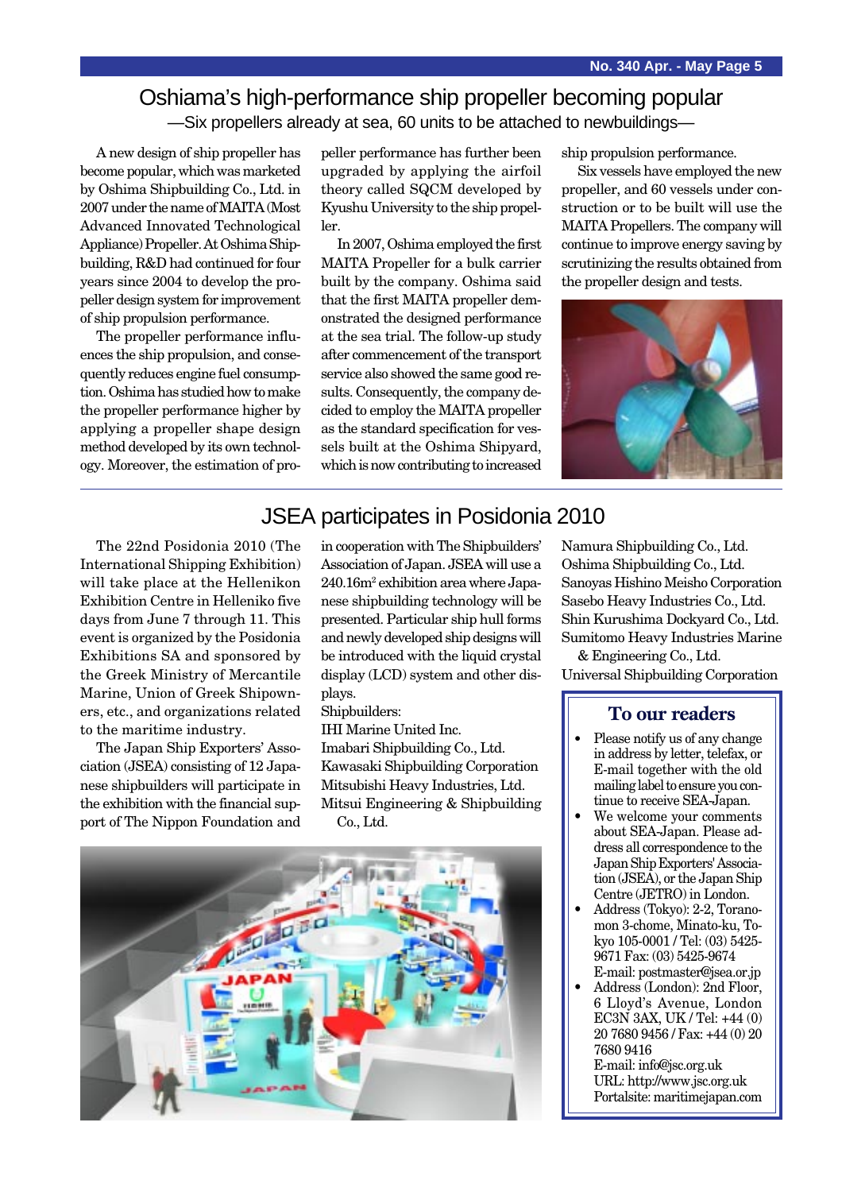# Oshiama's high-performance ship propeller becoming popular

—Six propellers already at sea, 60 units to be attached to newbuildings—

A new design of ship propeller has become popular, which was marketed by Oshima Shipbuilding Co., Ltd. in 2007 under the name of MAITA (Most Advanced Innovated Technological Appliance) Propeller. At Oshima Shipbuilding, R&D had continued for four years since 2004 to develop the propeller design system for improvement of ship propulsion performance.

The propeller performance influences the ship propulsion, and consequently reduces engine fuel consumption. Oshima has studied how to make the propeller performance higher by applying a propeller shape design method developed by its own technology. Moreover, the estimation of propeller performance has further been upgraded by applying the airfoil theory called SQCM developed by Kyushu University to the ship propeller.

In 2007, Oshima employed the first MAITA Propeller for a bulk carrier built by the company. Oshima said that the first MAITA propeller demonstrated the designed performance at the sea trial. The follow-up study after commencement of the transport service also showed the same good results. Consequently, the company decided to employ the MAITA propeller as the standard specification for vessels built at the Oshima Shipyard, which is now contributing to increased ship propulsion performance.

Six vessels have employed the new propeller, and 60 vessels under construction or to be built will use the MAITA Propellers. The company will continue to improve energy saving by scrutinizing the results obtained from the propeller design and tests.

# JSEA participates in Posidonia 2010

The 22nd Posidonia 2010 (The International Shipping Exhibition) will take place at the Hellenikon Exhibition Centre in Helleniko five days from June 7 through 11. This event is organized by the Posidonia Exhibitions SA and sponsored by the Greek Ministry of Mercantile Marine, Union of Greek Shipowners, etc., and organizations related to the maritime industry.

The Japan Ship Exporters' Association (JSEA) consisting of 12 Japanese shipbuilders will participate in the exhibition with the financial support of The Nippon Foundation and in cooperation with The Shipbuilders' Association of Japan. JSEA will use a 240.16m$^2$ exhibition area where Japanese shipbuilding technology will be presented. Particular ship hull forms and newly developed ship designs will be introduced with the liquid crystal display (LCD) system and other displays.

Shipbuilders:

IHI Marine United Inc.
Imabari Shipbuilding Co., Ltd.
Kawasaki Shipbuilding Corporation
Mitsubishi Heavy Industries, Ltd.
Mitsui Engineering & Shipbuilding Co., Ltd.
Namura Shipbuilding Co., Ltd.
Oshima Shipbuilding Co., Ltd.
Sanoyas Hishino Meisho Corporation
Sasebo Heavy Industries Co., Ltd.
Shin Kurushima Dockyard Co., Ltd.
Sumitomo Heavy Industries Marine & Engineering Co., Ltd.
Universal Shipbuilding Corporation

## To our readers

- Please notify us of any change in address by letter, telefax, or E-mail together with the old mailing label to ensure you continue to receive SEA-Japan.
- We welcome your comments about SEA-Japan. Please address all correspondence to the Japan Ship Exporters' Association (JSEA), or the Japan Ship Centre (JETRO) in London.
- Address (Tokyo): 2-2, Toranomon 3-chome, Minato-ku, Tokyo 105-0001 / Tel: (03) 5425-9671 Fax: (03) 5425-9674
  E-mail: postmaster@jsea.or.jp
- Address (London): 2nd Floor, 6 Lloyd's Avenue, London EC3N 3AX, UK / Tel: +44 (0) 20 7680 9456 / Fax: +44 (0) 20 7680 9416
  E-mail: info@jsc.org.uk
  URL: http://www.jsc.org.uk
  Portalsite: maritimejapan.com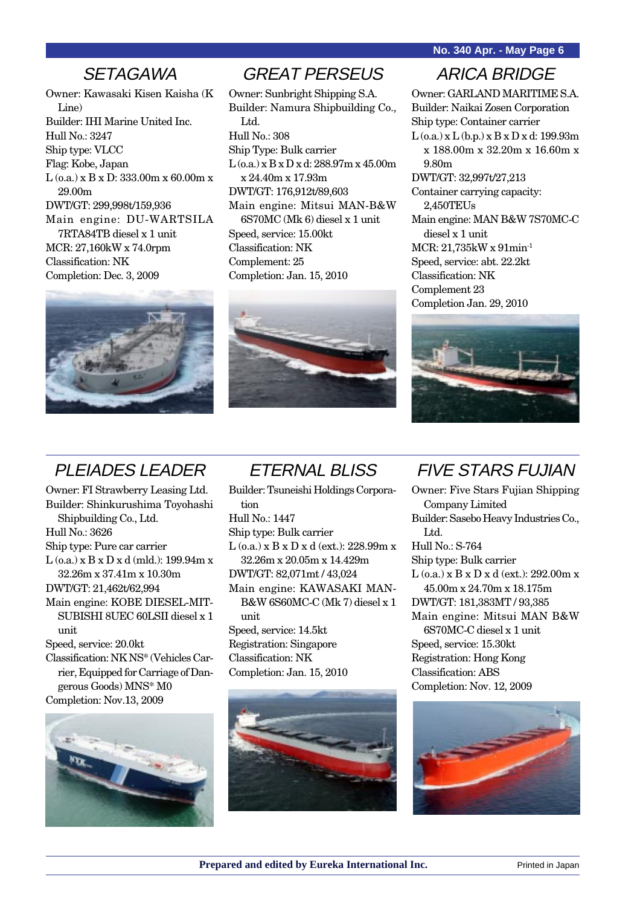## SETAGAWA

Owner: Kawasaki Kisen Kaisha (K Line)
Builder: IHI Marine United Inc.
Hull No.: 3247
Ship type: VLCC
Flag: Kobe, Japan
L (o.a.) x B x D: 333.00m x 60.00m x 29.00m
DWT/GT: 299,998t/159,936
Main engine: DU-WARTSILA 7RTA84TB diesel x 1 unit
MCR: 27,160kW x 74.0rpm
Classification: NK
Completion: Dec. 3, 2009

## GREAT PERSEUS

Owner: Sunbright Shipping S.A.
Builder: Namura Shipbuilding Co., Ltd.
Hull No.: 308
Ship Type: Bulk carrier
L (o.a.) x B x D x d: 288.97m x 45.00m x 24.40m x 17.93m
DWT/GT: 176,912t/89,603
Main engine: Mitsui MAN-B&W 6S70MC (Mk 6) diesel x 1 unit
Speed, service: 15.00kt
Classification: NK
Complement: 25
Completion: Jan. 15, 2010

## ARICA BRIDGE

Owner: GARLAND MARITIME S.A.
Builder: Naikai Zosen Corporation
Ship type: Container carrier
L (o.a.) x L (b.p.) x B x D x d: 199.93m x 188.00m x 32.20m x 16.60m x 9.80m
DWT/GT: 32,997t/27,213
Container carrying capacity: 2,450TEUs
Main engine: MAN B&W 7S70MC-C diesel x 1 unit
MCR: 21,735kW x 91min$^{-1}$
Speed, service: abt. 22.2kt
Classification: NK
Complement 23
Completion Jan. 29, 2010

## PLEIADES LEADER

Owner: FI Strawberry Leasing Ltd.
Builder: Shinkurushima Toyohashi Shipbuilding Co., Ltd.
Hull No.: 3626
Ship type: Pure car carrier
L (o.a.) x B x D x d (mld.): 199.94m x 32.26m x 37.41m x 10.30m
DWT/GT: 21,462t/62,994
Main engine: KOBE DIESEL-MITSUBISHI 8UEC 60LSII diesel x 1 unit
Speed, service: 20.0kt
Classification: NK NS* (Vehicles Carrier, Equipped for Carriage of Dangerous Goods) MNS* M0
Completion: Nov.13, 2009

## ETERNAL BLISS

Builder: Tsuneishi Holdings Corporation
Hull No.: 1447
Ship type: Bulk carrier
L (o.a.) x B x D x d (ext.): 228.99m x 32.26m x 20.05m x 14.429m
DWT/GT: 82,071mt / 43,024
Main engine: KAWASAKI MAN-B&W 6S60MC-C (Mk 7) diesel x 1 unit
Speed, service: 14.5kt
Registration: Singapore
Classification: NK
Completion: Jan. 15, 2010

## FIVE STARS FUJIAN

Owner: Five Stars Fujian Shipping Company Limited
Builder: Sasebo Heavy Industries Co., Ltd.
Hull No.: S-764
Ship type: Bulk carrier
L (o.a.) x B x D x d (ext.): 292.00m x 45.00m x 24.70m x 18.175m
DWT/GT: 181,383MT / 93,385
Main engine: Mitsui MAN B&W 6S70MC-C diesel x 1 unit
Speed, service: 15.30kt
Registration: Hong Kong
Classification: ABS
Completion: Nov. 12, 2009

**Prepared and edited by Eureka International Inc.**

Printed in Japan